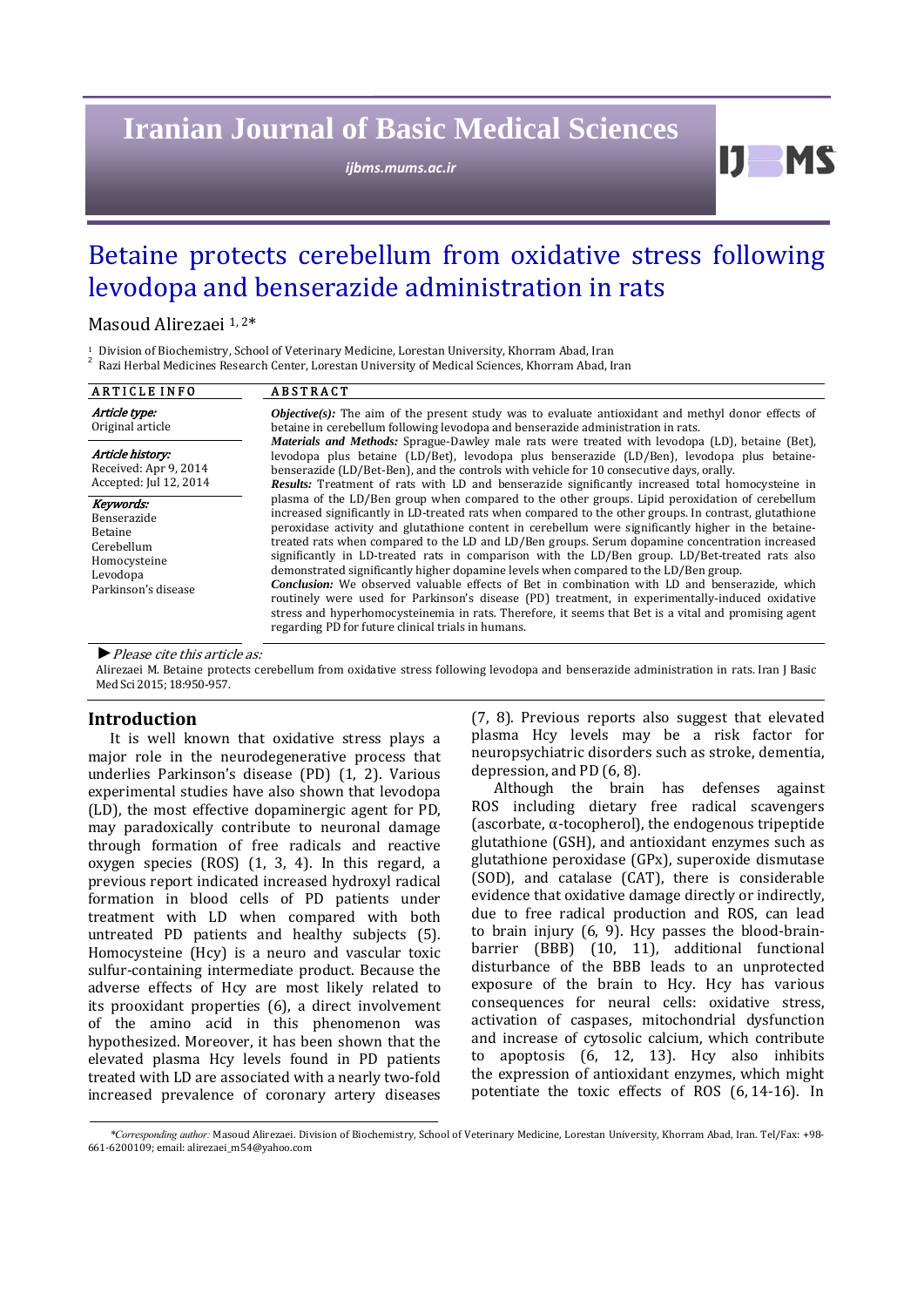# Betaine protects cerebellum from oxidative stress following levodopa and benserazide administration in rats

Masoud Alirezaei [1, 2]*

[1] Division of Biochemistry, School of Veterinary Medicine, Lorestan University, Khorram Abad, Iran
[2] Razi Herbal Medicines Research Center, Lorestan University of Medical Sciences, Khorram Abad, Iran

**ARTICLE INFO**

***Article type:***
Original article

***Article history:***
Received: Apr 9, 2014
Accepted: Jul 12, 2014

***Keywords:***
Benserazide
Betaine
Cerebellum
Homocysteine
Levodopa
Parkinson's disease

**ABSTRACT**

***Objective(s):*** The aim of the present study was to evaluate antioxidant and methyl donor effects of betaine in cerebellum following levodopa and benserazide administration in rats.

***Materials and Methods:*** Sprague-Dawley male rats were treated with levodopa (LD), betaine (Bet), levodopa plus betaine (LD/Bet), levodopa plus benserazide (LD/Ben), levodopa plus betaine-benserazide (LD/Bet-Ben), and the controls with vehicle for 10 consecutive days, orally.

***Results:*** Treatment of rats with LD and benserazide significantly increased total homocysteine in plasma of the LD/Ben group when compared to the other groups. Lipid peroxidation of cerebellum increased significantly in LD-treated rats when compared to the other groups. In contrast, glutathione peroxidase activity and glutathione content in cerebellum were significantly higher in the betaine-treated rats when compared to the LD and LD/Ben groups. Serum dopamine concentration increased significantly in LD-treated rats in comparison with the LD/Ben group. LD/Bet-treated rats also demonstrated significantly higher dopamine levels when compared to the LD/Ben group.

***Conclusion:*** We observed valuable effects of Bet in combination with LD and benserazide, which routinely were used for Parkinson's disease (PD) treatment, in experimentally-induced oxidative stress and hyperhomocysteinemia in rats. Therefore, it seems that Bet is a vital and promising agent regarding PD for future clinical trials in humans.

► *Please cite this article as:*

Alirezaei M. Betaine protects cerebellum from oxidative stress following levodopa and benserazide administration in rats. Iran J Basic Med Sci 2015; 18:950-957.

## Introduction

It is well known that oxidative stress plays a major role in the neurodegenerative process that underlies Parkinson's disease (PD) (1, 2). Various experimental studies have also shown that levodopa (LD), the most effective dopaminergic agent for PD, may paradoxically contribute to neuronal damage through formation of free radicals and reactive oxygen species (ROS) (1, 3, 4). In this regard, a previous report indicated increased hydroxyl radical formation in blood cells of PD patients under treatment with LD when compared with both untreated PD patients and healthy subjects (5). Homocysteine (Hcy) is a neuro and vascular toxic sulfur-containing intermediate product. Because the adverse effects of Hcy are most likely related to its prooxidant properties (6), a direct involvement of the amino acid in this phenomenon was hypothesized. Moreover, it has been shown that the elevated plasma Hcy levels found in PD patients treated with LD are associated with a nearly two-fold increased prevalence of coronary artery diseases (7, 8). Previous reports also suggest that elevated plasma Hcy levels may be a risk factor for neuropsychiatric disorders such as stroke, dementia, depression, and PD (6, 8).

Although the brain has defenses against ROS including dietary free radical scavengers (ascorbate, α-tocopherol), the endogenous tripeptide glutathione (GSH), and antioxidant enzymes such as glutathione peroxidase (GPx), superoxide dismutase (SOD), and catalase (CAT), there is considerable evidence that oxidative damage directly or indirectly, due to free radical production and ROS, can lead to brain injury (6, 9). Hcy passes the blood-brain-barrier (BBB) (10, 11), additional functional disturbance of the BBB leads to an unprotected exposure of the brain to Hcy. Hcy has various consequences for neural cells: oxidative stress, activation of caspases, mitochondrial dysfunction and increase of cytosolic calcium, which contribute to apoptosis (6, 12, 13). Hcy also inhibits the expression of antioxidant enzymes, which might potentiate the toxic effects of ROS (6, 14-16). In

*\*Corresponding author:* Masoud Alirezaei. Division of Biochemistry, School of Veterinary Medicine, Lorestan University, Khorram Abad, Iran. Tel/Fax: +98-661-6200109; email: alirezaei_m54@yahoo.com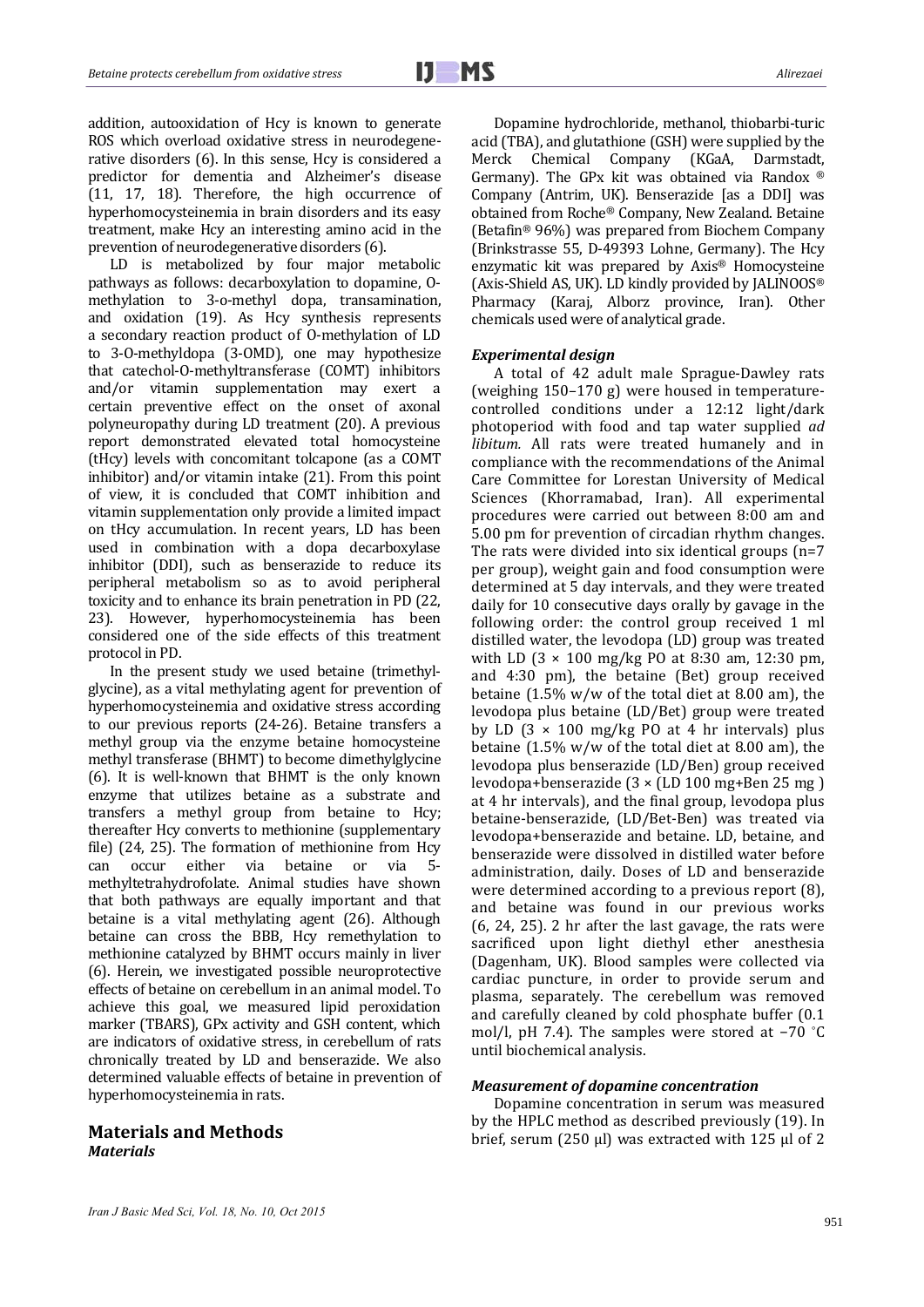addition, autooxidation of Hcy is known to generate ROS which overload oxidative stress in neurodegenerative disorders (6). In this sense, Hcy is considered a predictor for dementia and Alzheimer's disease (11, 17, 18). Therefore, the high occurrence of hyperhomocysteinemia in brain disorders and its easy treatment, make Hcy an interesting amino acid in the prevention of neurodegenerative disorders (6).

LD is metabolized by four major metabolic pathways as follows: decarboxylation to dopamine, O-methylation to 3-o-methyl dopa, transamination, and oxidation (19). As Hcy synthesis represents a secondary reaction product of O-methylation of LD to 3-O-methyldopa (3-OMD), one may hypothesize that catechol-O-methyltransferase (COMT) inhibitors and/or vitamin supplementation may exert a certain preventive effect on the onset of axonal polyneuropathy during LD treatment (20). A previous report demonstrated elevated total homocysteine (tHcy) levels with concomitant tolcapone (as a COMT inhibitor) and/or vitamin intake (21). From this point of view, it is concluded that COMT inhibition and vitamin supplementation only provide a limited impact on tHcy accumulation. In recent years, LD has been used in combination with a dopa decarboxylase inhibitor (DDI), such as benserazide to reduce its peripheral metabolism so as to avoid peripheral toxicity and to enhance its brain penetration in PD (22, 23). However, hyperhomocysteinemia has been considered one of the side effects of this treatment protocol in PD.

In the present study we used betaine (trimethylglycine), as a vital methylating agent for prevention of hyperhomocysteinemia and oxidative stress according to our previous reports (24-26). Betaine transfers a methyl group via the enzyme betaine homocysteine methyl transferase (BHMT) to become dimethylglycine (6). It is well-known that BHMT is the only known enzyme that utilizes betaine as a substrate and transfers a methyl group from betaine to Hcy; thereafter Hcy converts to methionine (supplementary file) (24, 25). The formation of methionine from Hcy can occur either via betaine or via 5-methyltetrahydrofolate. Animal studies have shown that both pathways are equally important and that betaine is a vital methylating agent (26). Although betaine can cross the BBB, Hcy remethylation to methionine catalyzed by BHMT occurs mainly in liver (6). Herein, we investigated possible neuroprotective effects of betaine on cerebellum in an animal model. To achieve this goal, we measured lipid peroxidation marker (TBARS), GPx activity and GSH content, which are indicators of oxidative stress, in cerebellum of rats chronically treated by LD and benserazide. We also determined valuable effects of betaine in prevention of hyperhomocysteinemia in rats.

## Materials and Methods

### *Materials*

Dopamine hydrochloride, methanol, thiobarbi-turic acid (TBA), and glutathione (GSH) were supplied by the Merck Chemical Company (KGaA, Darmstadt, Germany). The GPx kit was obtained via Randox ® Company (Antrim, UK). Benserazide [as a DDI] was obtained from Roche® Company, New Zealand. Betaine (Betafin® 96%) was prepared from Biochem Company (Brinkstrasse 55, D-49393 Lohne, Germany). The Hcy enzymatic kit was prepared by Axis® Homocysteine (Axis-Shield AS, UK). LD kindly provided by JALINOOS® Pharmacy (Karaj, Alborz province, Iran). Other chemicals used were of analytical grade.

### *Experimental design*

A total of 42 adult male Sprague-Dawley rats (weighing 150–170 g) were housed in temperature-controlled conditions under a 12:12 light/dark photoperiod with food and tap water supplied *ad libitum.* All rats were treated humanely and in compliance with the recommendations of the Animal Care Committee for Lorestan University of Medical Sciences (Khorramabad, Iran). All experimental procedures were carried out between 8:00 am and 5.00 pm for prevention of circadian rhythm changes. The rats were divided into six identical groups (n=7 per group), weight gain and food consumption were determined at 5 day intervals, and they were treated daily for 10 consecutive days orally by gavage in the following order: the control group received 1 ml distilled water, the levodopa (LD) group was treated with LD (3 × 100 mg/kg PO at 8:30 am, 12:30 pm, and 4:30 pm), the betaine (Bet) group received betaine (1.5% w/w of the total diet at 8.00 am), the levodopa plus betaine (LD/Bet) group were treated by LD (3 × 100 mg/kg PO at 4 hr intervals) plus betaine (1.5% w/w of the total diet at 8.00 am), the levodopa plus benserazide (LD/Ben) group received levodopa+benserazide (3 × (LD 100 mg+Ben 25 mg ) at 4 hr intervals), and the final group, levodopa plus betaine-benserazide, (LD/Bet-Ben) was treated via levodopa+benserazide and betaine. LD, betaine, and benserazide were dissolved in distilled water before administration, daily. Doses of LD and benserazide were determined according to a previous report (8), and betaine was found in our previous works (6, 24, 25). 2 hr after the last gavage, the rats were sacrificed upon light diethyl ether anesthesia (Dagenham, UK). Blood samples were collected via cardiac puncture, in order to provide serum and plasma, separately. The cerebellum was removed and carefully cleaned by cold phosphate buffer (0.1 mol/l, pH 7.4). The samples were stored at −70 °C until biochemical analysis.

### *Measurement of dopamine concentration*

Dopamine concentration in serum was measured by the HPLC method as described previously (19). In brief, serum (250 µl) was extracted with 125 µl of 2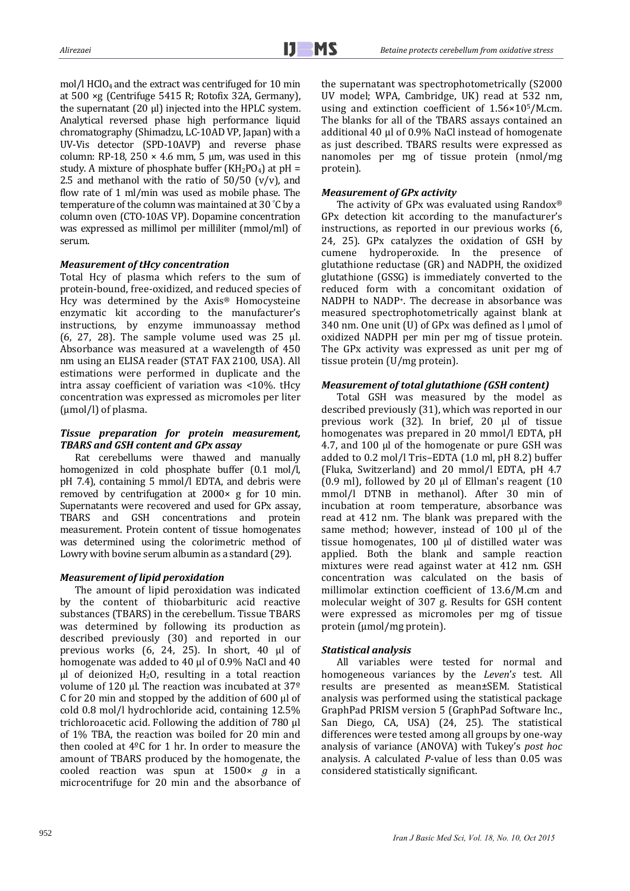mol/l $HClO_4$ and the extract was centrifuged for 10 min at 500 ×g (Centrifuge 5415 R; Rotofix 32A, Germany), the supernatant (20 µl) injected into the HPLC system. Analytical reversed phase high performance liquid chromatography (Shimadzu, LC-10AD VP, Japan) with a UV-Vis detector (SPD-10AVP) and reverse phase column: RP-18, 250 × 4.6 mm, 5 µm, was used in this study. A mixture of phosphate buffer ($KH_2PO_4$) at pH = 2.5 and methanol with the ratio of 50/50 (v/v), and flow rate of 1 ml/min was used as mobile phase. The temperature of the column was maintained at 30 ˚C by a column oven (CTO-10AS VP). Dopamine concentration was expressed as millimol per milliliter (mmol/ml) of serum.

### *Measurement of tHcy concentration*

Total Hcy of plasma which refers to the sum of protein-bound, free-oxidized, and reduced species of Hcy was determined by the Axis® Homocysteine enzymatic kit according to the manufacturer's instructions, by enzyme immunoassay method (6, 27, 28). The sample volume used was 25 µl. Absorbance was measured at a wavelength of 450 nm using an ELISA reader (STAT FAX 2100, USA). All estimations were performed in duplicate and the intra assay coefficient of variation was <10%. tHcy concentration was expressed as micromoles per liter (µmol/l) of plasma.

### *Tissue preparation for protein measurement, TBARS and GSH content and GPx assay*

Rat cerebellums were thawed and manually homogenized in cold phosphate buffer (0.1 mol/l, pH 7.4), containing 5 mmol/l EDTA, and debris were removed by centrifugation at 2000× g for 10 min. Supernatants were recovered and used for GPx assay, TBARS and GSH concentrations and protein measurement. Protein content of tissue homogenates was determined using the colorimetric method of Lowry with bovine serum albumin as a standard (29).

### *Measurement of lipid peroxidation*

The amount of lipid peroxidation was indicated by the content of thiobarbituric acid reactive substances (TBARS) in the cerebellum. Tissue TBARS was determined by following its production as described previously (30) and reported in our previous works (6, 24, 25). In short, 40 µl of homogenate was added to 40 µl of 0.9% NaCl and 40 µl of deionized $H_2O$, resulting in a total reaction volume of 120 µl. The reaction was incubated at 37º C for 20 min and stopped by the addition of 600 µl of cold 0.8 mol/l hydrochloride acid, containing 12.5% trichloroacetic acid. Following the addition of 780 µl of 1% TBA, the reaction was boiled for 20 min and then cooled at 4ºC for 1 hr. In order to measure the amount of TBARS produced by the homogenate, the cooled reaction was spun at 1500× *g* in a microcentrifuge for 20 min and the absorbance of the supernatant was spectrophotometrically (S2000 UV model; WPA, Cambridge, UK) read at 532 nm, using and extinction coefficient of $1.56\times10^5$/M.cm. The blanks for all of the TBARS assays contained an additional 40 µl of 0.9% NaCl instead of homogenate as just described. TBARS results were expressed as nanomoles per mg of tissue protein (nmol/mg protein).

### *Measurement of GPx activity*

The activity of GPx was evaluated using Randox® GPx detection kit according to the manufacturer's instructions, as reported in our previous works (6, 24, 25). GPx catalyzes the oxidation of GSH by cumene hydroperoxide. In the presence of glutathione reductase (GR) and NADPH, the oxidized glutathione (GSSG) is immediately converted to the reduced form with a concomitant oxidation of NADPH to $NADP^+$. The decrease in absorbance was measured spectrophotometrically against blank at 340 nm. One unit (U) of GPx was defined as l µmol of oxidized NADPH per min per mg of tissue protein. The GPx activity was expressed as unit per mg of tissue protein (U/mg protein).

### *Measurement of total glutathione (GSH content)*

Total GSH was measured by the model as described previously (31), which was reported in our previous work (32). In brief, 20 µl of tissue homogenates was prepared in 20 mmol/l EDTA, pH 4.7, and 100 µl of the homogenate or pure GSH was added to 0.2 mol/l Tris–EDTA (1.0 ml, pH 8.2) buffer (Fluka, Switzerland) and 20 mmol/l EDTA, pH 4.7 (0.9 ml), followed by 20 µl of Ellman's reagent (10 mmol/l DTNB in methanol). After 30 min of incubation at room temperature, absorbance was read at 412 nm. The blank was prepared with the same method; however, instead of 100 µl of the tissue homogenates, 100 µl of distilled water was applied. Both the blank and sample reaction mixtures were read against water at 412 nm. GSH concentration was calculated on the basis of millimolar extinction coefficient of 13.6/M.cm and molecular weight of 307 g. Results for GSH content were expressed as micromoles per mg of tissue protein (µmol/mg protein).

### *Statistical analysis*

All variables were tested for normal and homogeneous variances by the *Leven's* test. All results are presented as mean±SEM. Statistical analysis was performed using the statistical package GraphPad PRISM version 5 (GraphPad Software Inc., San Diego, CA, USA) (24, 25). The statistical differences were tested among all groups by one-way analysis of variance (ANOVA) with Tukey's *post hoc* analysis. A calculated *P*-value of less than 0.05 was considered statistically significant.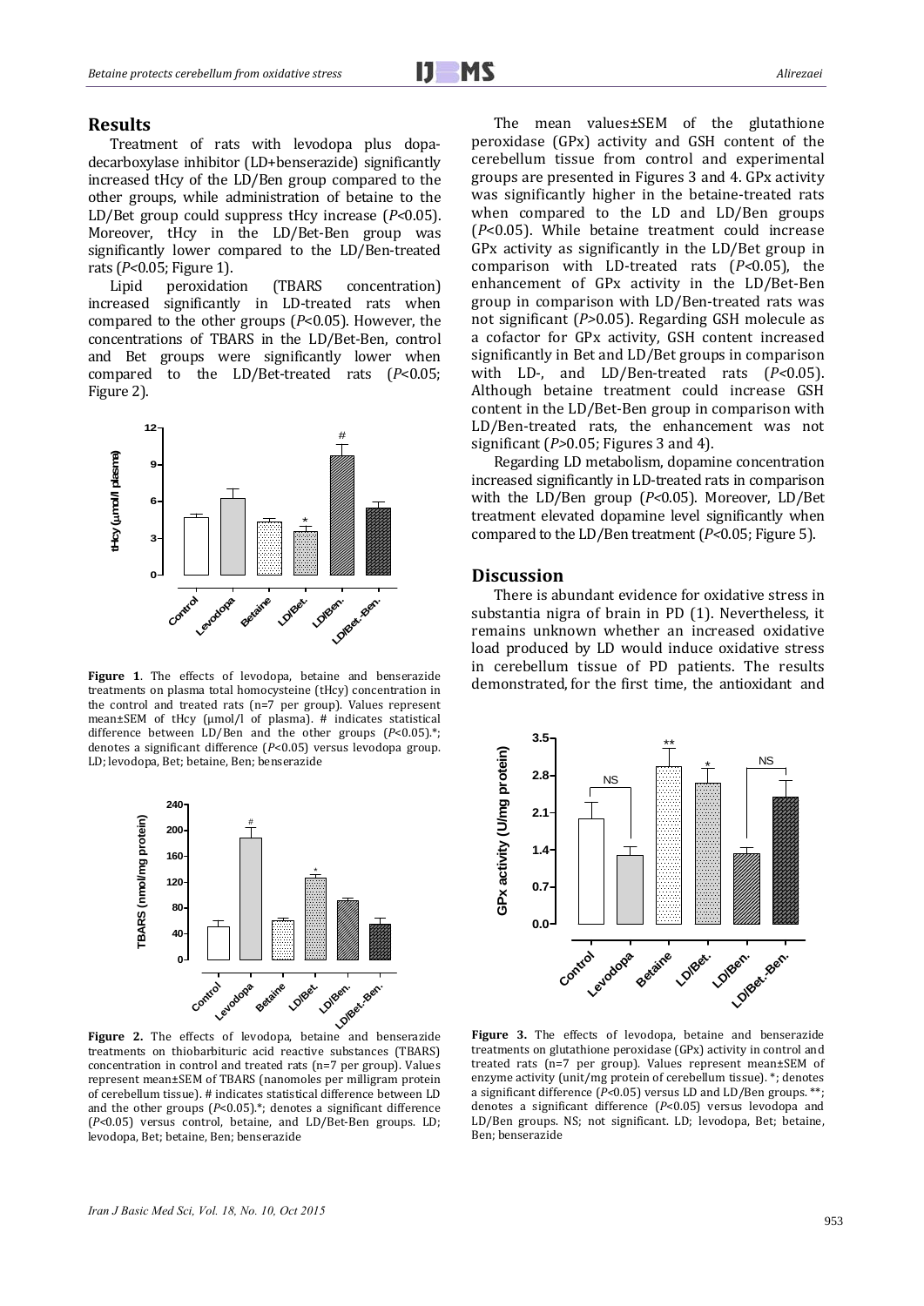## Results

Treatment of rats with levodopa plus dopa-decarboxylase inhibitor (LD+benserazide) significantly increased tHcy of the LD/Ben group compared to the other groups, while administration of betaine to the LD/Bet group could suppress tHcy increase ($P$<0.05). Moreover, tHcy in the LD/Bet-Ben group was significantly lower compared to the LD/Ben-treated rats ($P$<0.05; Figure 1).

Lipid peroxidation (TBARS concentration) increased significantly in LD-treated rats when compared to the other groups ($P$<0.05). However, the concentrations of TBARS in the LD/Bet-Ben, control and Bet groups were significantly lower when compared to the LD/Bet-treated rats ($P$<0.05; Figure 2).

**Figure 1**. The effects of levodopa, betaine and benserazide treatments on plasma total homocysteine (tHcy) concentration in the control and treated rats (n=7 per group). Values represent mean±SEM of tHcy (µmol/l of plasma). # indicates statistical difference between LD/Ben and the other groups ($P$<0.05).*; denotes a significant difference ($P$<0.05) versus levodopa group. LD; levodopa, Bet; betaine, Ben; benserazide

**Figure 2.** The effects of levodopa, betaine and benserazide treatments on thiobarbituric acid reactive substances (TBARS) concentration in control and treated rats (n=7 per group). Values represent mean±SEM of TBARS (nanomoles per milligram protein of cerebellum tissue). # indicates statistical difference between LD and the other groups ($P$<0.05).*; denotes a significant difference ($P$<0.05) versus control, betaine, and LD/Bet-Ben groups. LD; levodopa, Bet; betaine, Ben; benserazide

The mean values±SEM of the glutathione peroxidase (GPx) activity and GSH content of the cerebellum tissue from control and experimental groups are presented in Figures 3 and 4. GPx activity was significantly higher in the betaine-treated rats when compared to the LD and LD/Ben groups ($P$<0.05). While betaine treatment could increase GPx activity as significantly in the LD/Bet group in comparison with LD-treated rats ($P$<0.05), the enhancement of GPx activity in the LD/Bet-Ben group in comparison with LD/Ben-treated rats was not significant ($P$>0.05). Regarding GSH molecule as a cofactor for GPx activity, GSH content increased significantly in Bet and LD/Bet groups in comparison with LD-, and LD/Ben-treated rats ($P$<0.05). Although betaine treatment could increase GSH content in the LD/Bet-Ben group in comparison with LD/Ben-treated rats, the enhancement was not significant ($P$>0.05; Figures 3 and 4).

Regarding LD metabolism, dopamine concentration increased significantly in LD-treated rats in comparison with the LD/Ben group ($P$<0.05). Moreover, LD/Bet treatment elevated dopamine level significantly when compared to the LD/Ben treatment ($P$<0.05; Figure 5).

## Discussion

There is abundant evidence for oxidative stress in substantia nigra of brain in PD (1). Nevertheless, it remains unknown whether an increased oxidative load produced by LD would induce oxidative stress in cerebellum tissue of PD patients. The results demonstrated, for the first time, the antioxidant and

**Figure 3.** The effects of levodopa, betaine and benserazide treatments on glutathione peroxidase (GPx) activity in control and treated rats (n=7 per group). Values represent mean±SEM of enzyme activity (unit/mg protein of cerebellum tissue). *; denotes a significant difference ($P$<0.05) versus LD and LD/Ben groups. **; denotes a significant difference ($P$<0.05) versus levodopa and LD/Ben groups. NS; not significant. LD; levodopa, Bet; betaine, Ben; benserazide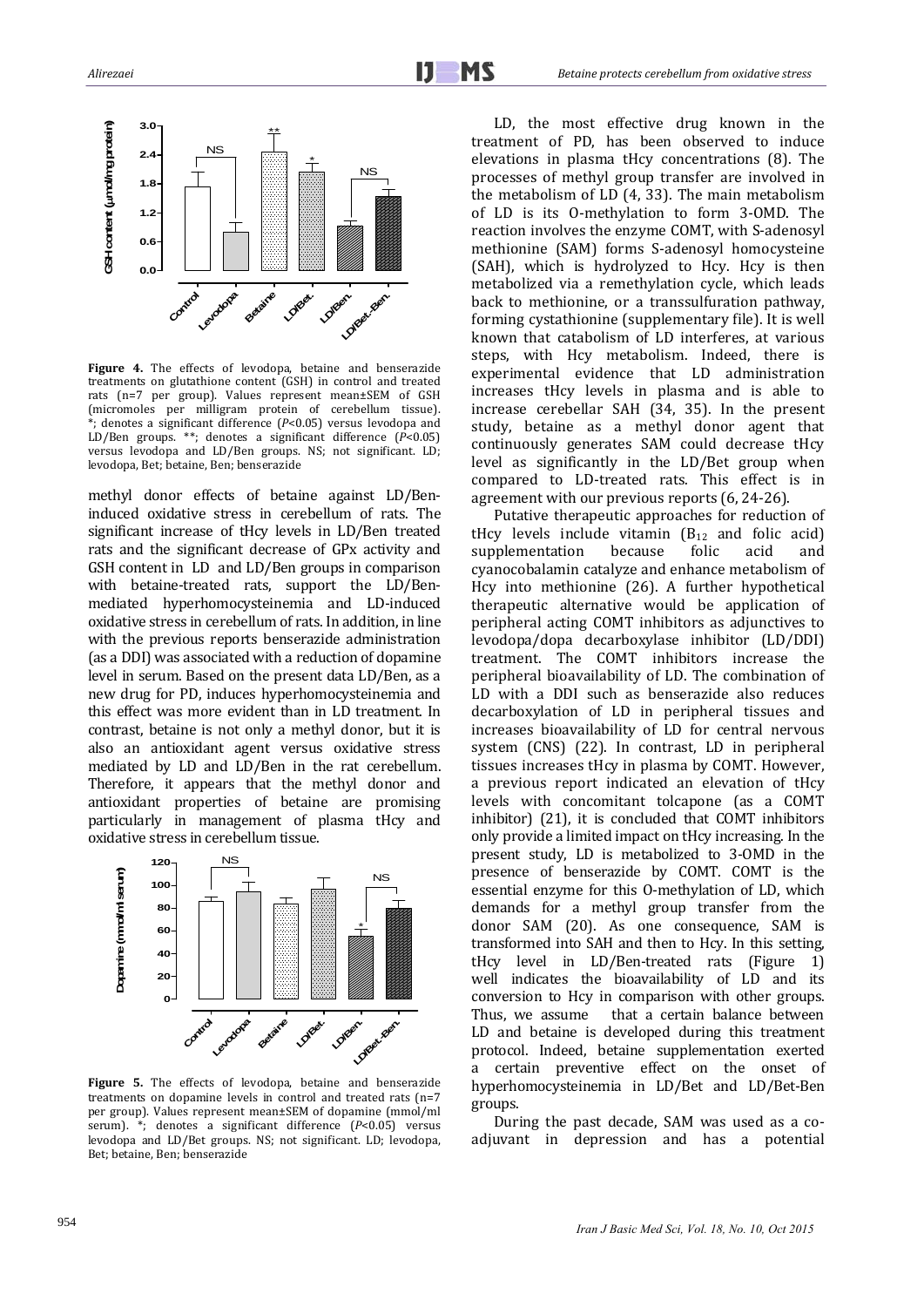**Figure 4.** The effects of levodopa, betaine and benserazide treatments on glutathione content (GSH) in control and treated rats (n=7 per group). Values represent mean±SEM of GSH (micromoles per milligram protein of cerebellum tissue). *; denotes a significant difference ($P<0.05$) versus levodopa and LD/Ben groups. **; denotes a significant difference ($P<0.05$) versus levodopa and LD/Ben groups. NS; not significant. LD; levodopa, Bet; betaine, Ben; benserazide

methyl donor effects of betaine against LD/Ben-induced oxidative stress in cerebellum of rats. The significant increase of tHcy levels in LD/Ben treated rats and the significant decrease of GPx activity and GSH content in LD and LD/Ben groups in comparison with betaine-treated rats, support the LD/Ben-mediated hyperhomocysteinemia and LD-induced oxidative stress in cerebellum of rats. In addition, in line with the previous reports benserazide administration (as a DDI) was associated with a reduction of dopamine level in serum. Based on the present data LD/Ben, as a new drug for PD, induces hyperhomocysteinemia and this effect was more evident than in LD treatment. In contrast, betaine is not only a methyl donor, but it is also an antioxidant agent versus oxidative stress mediated by LD and LD/Ben in the rat cerebellum. Therefore, it appears that the methyl donor and antioxidant properties of betaine are promising particularly in management of plasma tHcy and oxidative stress in cerebellum tissue.

**Figure 5.** The effects of levodopa, betaine and benserazide treatments on dopamine levels in control and treated rats (n=7 per group). Values represent mean±SEM of dopamine (mmol/ml serum). *; denotes a significant difference ($P<0.05$) versus levodopa and LD/Bet groups. NS; not significant. LD; levodopa, Bet; betaine, Ben; benserazide

LD, the most effective drug known in the treatment of PD, has been observed to induce elevations in plasma tHcy concentrations (8). The processes of methyl group transfer are involved in the metabolism of LD (4, 33). The main metabolism of LD is its O-methylation to form 3-OMD. The reaction involves the enzyme COMT, with S-adenosyl methionine (SAM) forms S-adenosyl homocysteine (SAH), which is hydrolyzed to Hcy. Hcy is then metabolized via a remethylation cycle, which leads back to methionine, or a transsulfuration pathway, forming cystathionine (supplementary file). It is well known that catabolism of LD interferes, at various steps, with Hcy metabolism. Indeed, there is experimental evidence that LD administration increases tHcy levels in plasma and is able to increase cerebellar SAH (34, 35). In the present study, betaine as a methyl donor agent that continuously generates SAM could decrease tHcy level as significantly in the LD/Bet group when compared to LD-treated rats. This effect is in agreement with our previous reports (6, 24-26).

Putative therapeutic approaches for reduction of tHcy levels include vitamin ($B_{12}$ and folic acid) supplementation because folic acid and cyanocobalamin catalyze and enhance metabolism of Hcy into methionine (26). A further hypothetical therapeutic alternative would be application of peripheral acting COMT inhibitors as adjunctives to levodopa/dopa decarboxylase inhibitor (LD/DDI) treatment. The COMT inhibitors increase the peripheral bioavailability of LD. The combination of LD with a DDI such as benserazide also reduces decarboxylation of LD in peripheral tissues and increases bioavailability of LD for central nervous system (CNS) (22). In contrast, LD in peripheral tissues increases tHcy in plasma by COMT. However, a previous report indicated an elevation of tHcy levels with concomitant tolcapone (as a COMT inhibitor) (21), it is concluded that COMT inhibitors only provide a limited impact on tHcy increasing. In the present study, LD is metabolized to 3-OMD in the presence of benserazide by COMT. COMT is the essential enzyme for this O-methylation of LD, which demands for a methyl group transfer from the donor SAM (20). As one consequence, SAM is transformed into SAH and then to Hcy. In this setting, tHcy level in LD/Ben-treated rats (Figure 1) well indicates the bioavailability of LD and its conversion to Hcy in comparison with other groups. Thus, we assume that a certain balance between LD and betaine is developed during this treatment protocol. Indeed, betaine supplementation exerted a certain preventive effect on the onset of hyperhomocysteinemia in LD/Bet and LD/Bet-Ben groups.

During the past decade, SAM was used as a co-adjuvant in depression and has a potential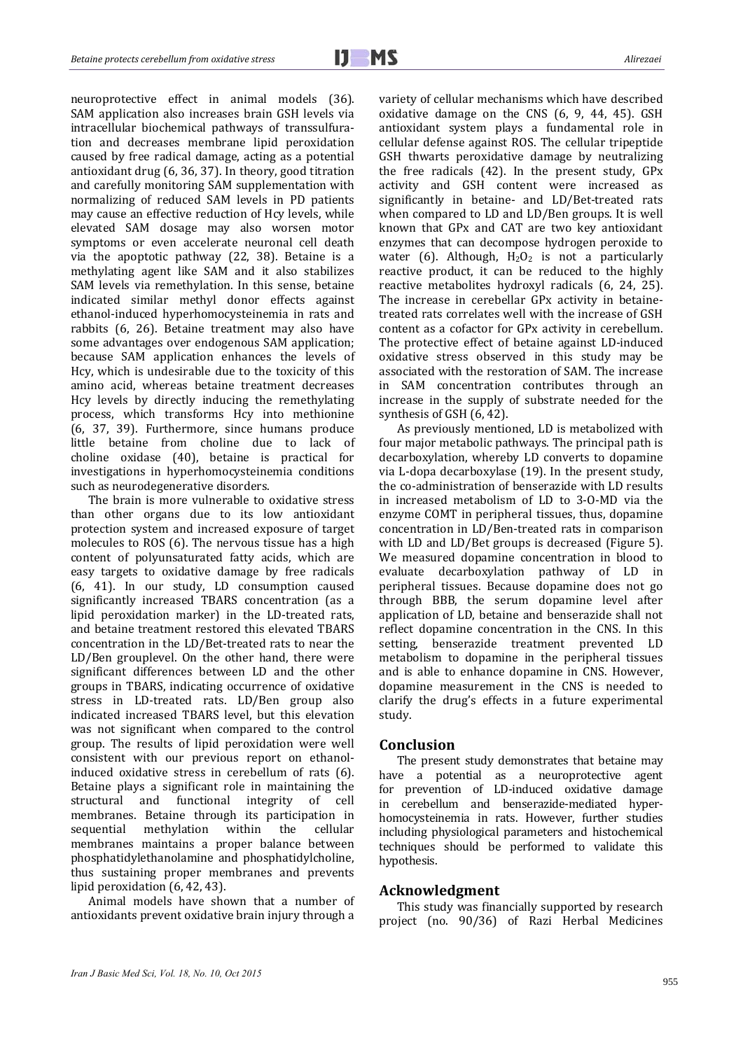neuroprotective effect in animal models (36). SAM application also increases brain GSH levels via intracellular biochemical pathways of transsulfuration and decreases membrane lipid peroxidation caused by free radical damage, acting as a potential antioxidant drug (6, 36, 37). In theory, good titration and carefully monitoring SAM supplementation with normalizing of reduced SAM levels in PD patients may cause an effective reduction of Hcy levels, while elevated SAM dosage may also worsen motor symptoms or even accelerate neuronal cell death via the apoptotic pathway (22, 38). Betaine is a methylating agent like SAM and it also stabilizes SAM levels via remethylation. In this sense, betaine indicated similar methyl donor effects against ethanol-induced hyperhomocysteinemia in rats and rabbits (6, 26). Betaine treatment may also have some advantages over endogenous SAM application; because SAM application enhances the levels of Hcy, which is undesirable due to the toxicity of this amino acid, whereas betaine treatment decreases Hcy levels by directly inducing the remethylating process, which transforms Hcy into methionine (6, 37, 39). Furthermore, since humans produce little betaine from choline due to lack of choline oxidase (40), betaine is practical for investigations in hyperhomocysteinemia conditions such as neurodegenerative disorders.

The brain is more vulnerable to oxidative stress than other organs due to its low antioxidant protection system and increased exposure of target molecules to ROS (6). The nervous tissue has a high content of polyunsaturated fatty acids, which are easy targets to oxidative damage by free radicals (6, 41). In our study, LD consumption caused significantly increased TBARS concentration (as a lipid peroxidation marker) in the LD-treated rats, and betaine treatment restored this elevated TBARS concentration in the LD/Bet-treated rats to near the LD/Ben grouplevel. On the other hand, there were significant differences between LD and the other groups in TBARS, indicating occurrence of oxidative stress in LD-treated rats. LD/Ben group also indicated increased TBARS level, but this elevation was not significant when compared to the control group. The results of lipid peroxidation were well consistent with our previous report on ethanol-induced oxidative stress in cerebellum of rats (6). Betaine plays a significant role in maintaining the structural and functional integrity of cell membranes. Betaine through its participation in sequential methylation within the cellular membranes maintains a proper balance between phosphatidylethanolamine and phosphatidylcholine, thus sustaining proper membranes and prevents lipid peroxidation (6, 42, 43).

Animal models have shown that a number of antioxidants prevent oxidative brain injury through a variety of cellular mechanisms which have described oxidative damage on the CNS (6, 9, 44, 45). GSH antioxidant system plays a fundamental role in cellular defense against ROS. The cellular tripeptide GSH thwarts peroxidative damage by neutralizing the free radicals (42). In the present study, GPx activity and GSH content were increased as significantly in betaine- and LD/Bet-treated rats when compared to LD and LD/Ben groups. It is well known that GPx and CAT are two key antioxidant enzymes that can decompose hydrogen peroxide to water (6). Although, $H_2O_2$ is not a particularly reactive product, it can be reduced to the highly reactive metabolites hydroxyl radicals (6, 24, 25). The increase in cerebellar GPx activity in betaine-treated rats correlates well with the increase of GSH content as a cofactor for GPx activity in cerebellum. The protective effect of betaine against LD-induced oxidative stress observed in this study may be associated with the restoration of SAM. The increase in SAM concentration contributes through an increase in the supply of substrate needed for the synthesis of GSH (6, 42).

As previously mentioned, LD is metabolized with four major metabolic pathways. The principal path is decarboxylation, whereby LD converts to dopamine via L-dopa decarboxylase (19). In the present study, the co-administration of benserazide with LD results in increased metabolism of LD to 3-O-MD via the enzyme COMT in peripheral tissues, thus, dopamine concentration in LD/Ben-treated rats in comparison with LD and LD/Bet groups is decreased (Figure 5). We measured dopamine concentration in blood to evaluate decarboxylation pathway of LD in peripheral tissues. Because dopamine does not go through BBB, the serum dopamine level after application of LD, betaine and benserazide shall not reflect dopamine concentration in the CNS. In this setting, benserazide treatment prevented LD metabolism to dopamine in the peripheral tissues and is able to enhance dopamine in CNS. However, dopamine measurement in the CNS is needed to clarify the drug's effects in a future experimental study.

## Conclusion

The present study demonstrates that betaine may have a potential as a neuroprotective agent for prevention of LD-induced oxidative damage in cerebellum and benserazide-mediated hyperhomocysteinemia in rats. However, further studies including physiological parameters and histochemical techniques should be performed to validate this hypothesis.

## Acknowledgment

This study was financially supported by research project (no. 90/36) of Razi Herbal Medicines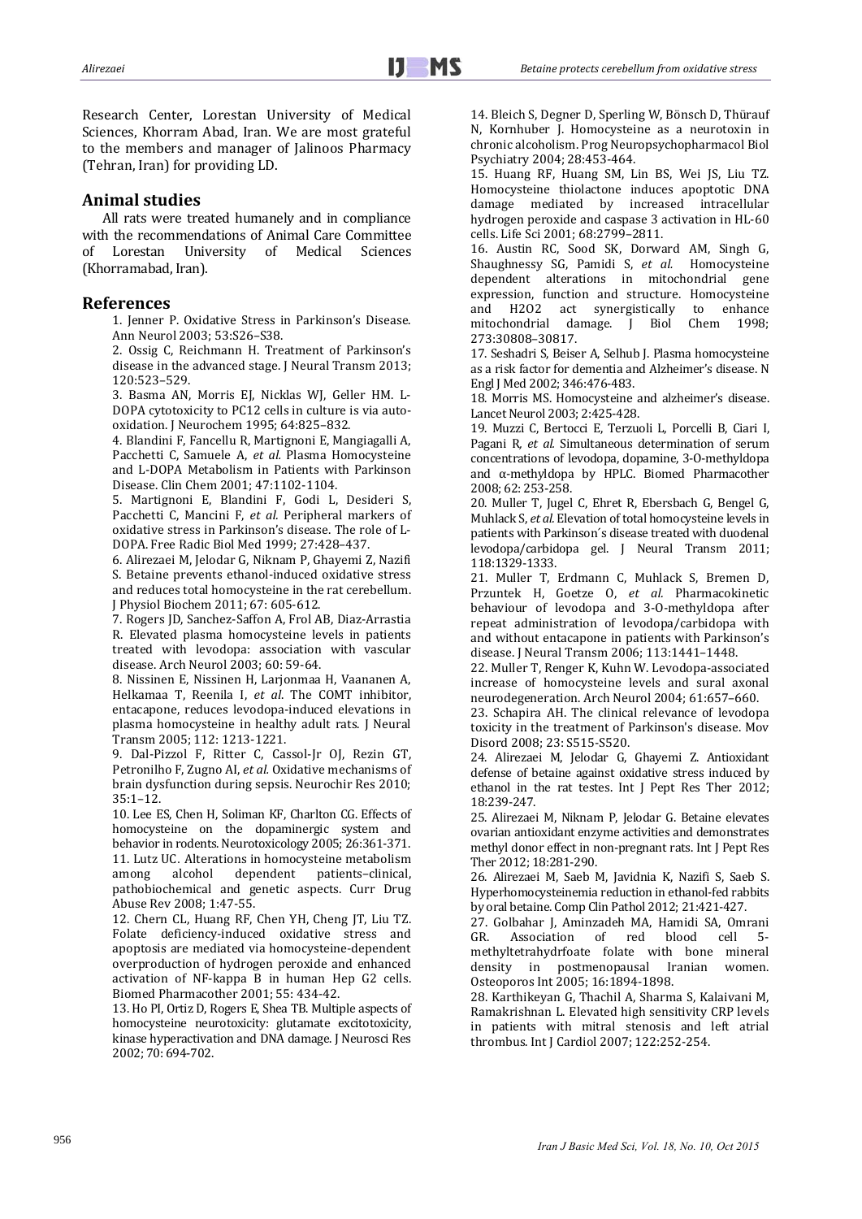Research Center, Lorestan University of Medical Sciences, Khorram Abad, Iran. We are most grateful to the members and manager of Jalinoos Pharmacy (Tehran, Iran) for providing LD.

## Animal studies

All rats were treated humanely and in compliance with the recommendations of Animal Care Committee of Lorestan University of Medical Sciences (Khorramabad, Iran).

## References

1. Jenner P. Oxidative Stress in Parkinson's Disease. Ann Neurol 2003; 53:S26–S38.
2. Ossig C, Reichmann H. Treatment of Parkinson's disease in the advanced stage. J Neural Transm 2013; 120:523–529.
3. Basma AN, Morris EJ, Nicklas WJ, Geller HM. L-DOPA cytotoxicity to PC12 cells in culture is via auto-oxidation. J Neurochem 1995; 64:825–832.
4. Blandini F, Fancellu R, Martignoni E, Mangiagalli A, Pacchetti C, Samuele A, *et al.* Plasma Homocysteine and L-DOPA Metabolism in Patients with Parkinson Disease. Clin Chem 2001; 47:1102-1104.
5. Martignoni E, Blandini F, Godi L, Desideri S, Pacchetti C, Mancini F, *et al.* Peripheral markers of oxidative stress in Parkinson's disease. The role of L-DOPA. Free Radic Biol Med 1999; 27:428–437.
6. Alirezaei M, Jelodar G, Niknam P, Ghayemi Z, Nazifi S. Betaine prevents ethanol-induced oxidative stress and reduces total homocysteine in the rat cerebellum. J Physiol Biochem 2011; 67: 605-612.
7. Rogers JD, Sanchez-Saffon A, Frol AB, Diaz-Arrastia R. Elevated plasma homocysteine levels in patients treated with levodopa: association with vascular disease. Arch Neurol 2003; 60: 59-64.
8. Nissinen E, Nissinen H, Larjonmaa H, Vaananen A, Helkamaa T, Reenila I, *et al.* The COMT inhibitor, entacapone, reduces levodopa-induced elevations in plasma homocysteine in healthy adult rats. J Neural Transm 2005; 112: 1213-1221.
9. Dal-Pizzol F, Ritter C, Cassol-Jr OJ, Rezin GT, Petronilho F, Zugno AI, *et al.* Oxidative mechanisms of brain dysfunction during sepsis. Neurochir Res 2010; 35:1–12.
10. Lee ES, Chen H, Soliman KF, Charlton CG. Effects of homocysteine on the dopaminergic system and behavior in rodents. Neurotoxicology 2005; 26:361-371.
11. Lutz UC. Alterations in homocysteine metabolism among alcohol dependent patients–clinical, pathobiochemical and genetic aspects. Curr Drug Abuse Rev 2008; 1:47-55.
12. Chern CL, Huang RF, Chen YH, Cheng JT, Liu TZ. Folate deficiency-induced oxidative stress and apoptosis are mediated via homocysteine-dependent overproduction of hydrogen peroxide and enhanced activation of NF-kappa B in human Hep G2 cells. Biomed Pharmacother 2001; 55: 434-42.
13. Ho PI, Ortiz D, Rogers E, Shea TB. Multiple aspects of homocysteine neurotoxicity: glutamate excitotoxicity, kinase hyperactivation and DNA damage. J Neurosci Res 2002; 70: 694-702.
14. Bleich S, Degner D, Sperling W, Bönsch D, Thürauf N, Kornhuber J. Homocysteine as a neurotoxin in chronic alcoholism. Prog Neuropsychopharmacol Biol Psychiatry 2004; 28:453-464.
15. Huang RF, Huang SM, Lin BS, Wei JS, Liu TZ. Homocysteine thiolactone induces apoptotic DNA damage mediated by increased intracellular hydrogen peroxide and caspase 3 activation in HL-60 cells. Life Sci 2001; 68:2799–2811.
16. Austin RC, Sood SK, Dorward AM, Singh G, Shaughnessy SG, Pamidi S, *et al.* Homocysteine dependent alterations in mitochondrial gene expression, function and structure. Homocysteine and H2O2 act synergistically to enhance mitochondrial damage. J Biol Chem 1998; 273:30808–30817.
17. Seshadri S, Beiser A, Selhub J. Plasma homocysteine as a risk factor for dementia and Alzheimer's disease. N Engl J Med 2002; 346:476-483.
18. Morris MS. Homocysteine and alzheimer's disease. Lancet Neurol 2003; 2:425-428.
19. Muzzi C, Bertocci E, Terzuoli L, Porcelli B, Ciari I, Pagani R, *et al.* Simultaneous determination of serum concentrations of levodopa, dopamine, 3-O-methyldopa and α-methyldopa by HPLC. Biomed Pharmacother 2008; 62: 253-258.
20. Muller T, Jugel C, Ehret R, Ebersbach G, Bengel G, Muhlack S, *et al.* Elevation of total homocysteine levels in patients with Parkinson´s disease treated with duodenal levodopa/carbidopa gel. J Neural Transm 2011; 118:1329-1333.
21. Muller T, Erdmann C, Muhlack S, Bremen D, Przuntek H, Goetze O, *et al.* Pharmacokinetic behaviour of levodopa and 3-O-methyldopa after repeat administration of levodopa/carbidopa with and without entacapone in patients with Parkinson's disease. J Neural Transm 2006; 113:1441–1448.
22. Muller T, Renger K, Kuhn W. Levodopa-associated increase of homocysteine levels and sural axonal neurodegeneration. Arch Neurol 2004; 61:657–660.
23. Schapira AH. The clinical relevance of levodopa toxicity in the treatment of Parkinson's disease. Mov Disord 2008; 23: S515-S520.
24. Alirezaei M, Jelodar G, Ghayemi Z. Antioxidant defense of betaine against oxidative stress induced by ethanol in the rat testes. Int J Pept Res Ther 2012; 18:239-247.
25. Alirezaei M, Niknam P, Jelodar G. Betaine elevates ovarian antioxidant enzyme activities and demonstrates methyl donor effect in non-pregnant rats. Int J Pept Res Ther 2012; 18:281-290.
26. Alirezaei M, Saeb M, Javidnia K, Nazifi S, Saeb S. Hyperhomocysteinemia reduction in ethanol-fed rabbits by oral betaine. Comp Clin Pathol 2012; 21:421-427.
27. Golbahar J, Aminzadeh MA, Hamidi SA, Omrani GR. Association of red blood cell 5-methyltetrahydrfoate folate with bone mineral density in postmenopausal Iranian women. Osteoporos Int 2005; 16:1894-1898.
28. Karthikeyan G, Thachil A, Sharma S, Kalaivani M, Ramakrishnan L. Elevated high sensitivity CRP levels in patients with mitral stenosis and left atrial thrombus. Int J Cardiol 2007; 122:252-254.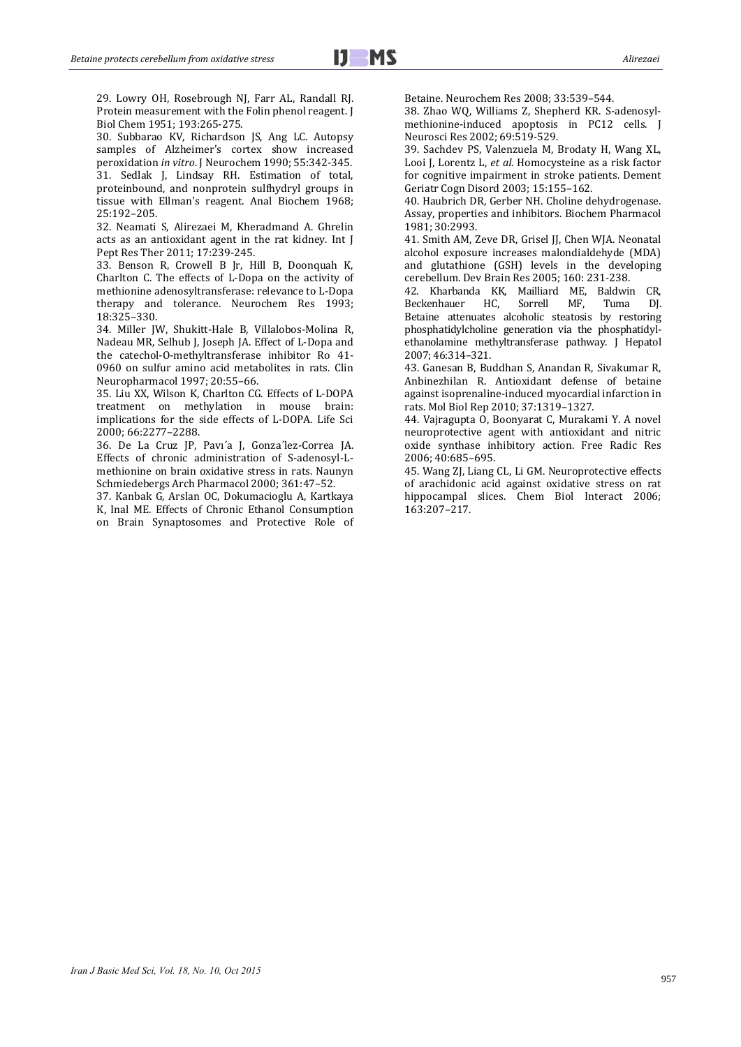29. Lowry OH, Rosebrough NJ, Farr AL, Randall RJ. Protein measurement with the Folin phenol reagent. J Biol Chem 1951; 193:265-275.

30. Subbarao KV, Richardson JS, Ang LC. Autopsy samples of Alzheimer's cortex show increased peroxidation *in vitro*. J Neurochem 1990; 55:342-345.

31. Sedlak J, Lindsay RH. Estimation of total, proteinbound, and nonprotein sulfhydryl groups in tissue with Ellman's reagent. Anal Biochem 1968; 25:192–205.

32. Neamati S, Alirezaei M, Kheradmand A. Ghrelin acts as an antioxidant agent in the rat kidney. Int J Pept Res Ther 2011; 17:239-245.

33. Benson R, Crowell B Jr, Hill B, Doonquah K, Charlton C. The effects of L-Dopa on the activity of methionine adenosyltransferase: relevance to L-Dopa therapy and tolerance. Neurochem Res 1993; 18:325–330.

34. Miller JW, Shukitt-Hale B, Villalobos-Molina R, Nadeau MR, Selhub J, Joseph JA. Effect of L-Dopa and the catechol-O-methyltransferase inhibitor Ro 41-0960 on sulfur amino acid metabolites in rats. Clin Neuropharmacol 1997; 20:55–66.

35. Liu XX, Wilson K, Charlton CG. Effects of L-DOPA treatment on methylation in mouse brain: implications for the side effects of L-DOPA. Life Sci 2000; 66:2277–2288.

36. De La Cruz JP, Pavı´a J, Gonza´lez-Correa JA. Effects of chronic administration of S-adenosyl-L-methionine on brain oxidative stress in rats. Naunyn Schmiedebergs Arch Pharmacol 2000; 361:47–52.

37. Kanbak G, Arslan OC, Dokumacioglu A, Kartkaya K, Inal ME. Effects of Chronic Ethanol Consumption on Brain Synaptosomes and Protective Role of Betaine. Neurochem Res 2008; 33:539–544.

38. Zhao WQ, Williams Z, Shepherd KR. S-adenosylmethionine-induced apoptosis in PC12 cells. J Neurosci Res 2002; 69:519-529.

39. Sachdev PS, Valenzuela M, Brodaty H, Wang XL, Looi J, Lorentz L, *et al*. Homocysteine as a risk factor for cognitive impairment in stroke patients. Dement Geriatr Cogn Disord 2003; 15:155–162.

40. Haubrich DR, Gerber NH. Choline dehydrogenase. Assay, properties and inhibitors. Biochem Pharmacol 1981; 30:2993.

41. Smith AM, Zeve DR, Grisel JJ, Chen WJA. Neonatal alcohol exposure increases malondialdehyde (MDA) and glutathione (GSH) levels in the developing cerebellum. Dev Brain Res 2005; 160: 231-238.

42. Kharbanda KK, Mailliard ME, Baldwin CR, Beckenhauer HC, Sorrell MF, Tuma DJ. Betaine attenuates alcoholic steatosis by restoring phosphatidylcholine generation via the phosphatidylethanolamine methyltransferase pathway. J Hepatol 2007; 46:314–321.

43. Ganesan B, Buddhan S, Anandan R, Sivakumar R, Anbinezhilan R. Antioxidant defense of betaine against isoprenaline-induced myocardial infarction in rats. Mol Biol Rep 2010; 37:1319–1327.

44. Vajragupta O, Boonyarat C, Murakami Y. A novel neuroprotective agent with antioxidant and nitric oxide synthase inhibitory action. Free Radic Res 2006; 40:685–695.

45. Wang ZJ, Liang CL, Li GM. Neuroprotective effects of arachidonic acid against oxidative stress on rat hippocampal slices. Chem Biol Interact 2006; 163:207–217.